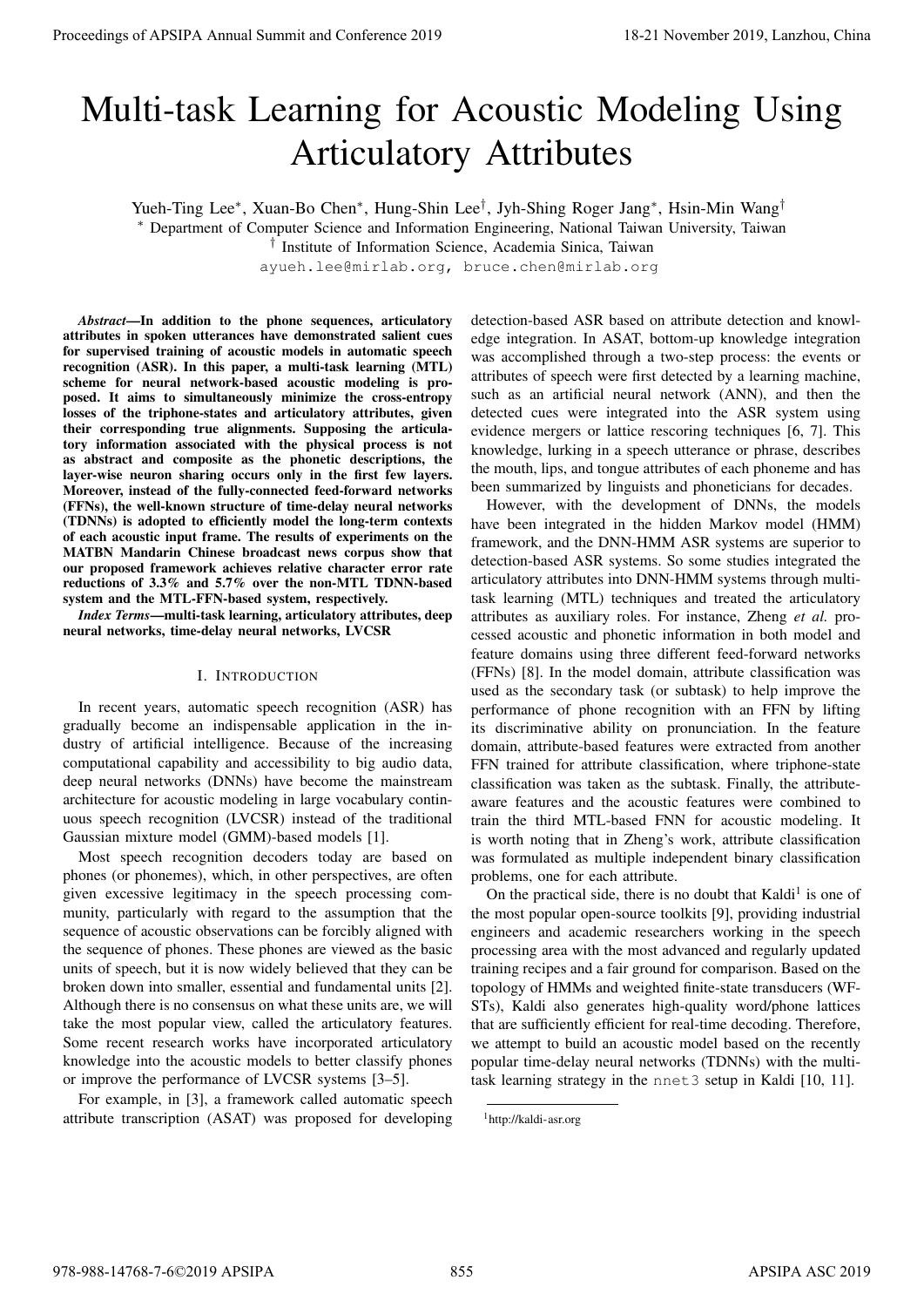# Multi-task Learning for Acoustic Modeling Using Articulatory Attributes

Yueh-Ting Lee*, Xuan-Bo Chen*, Hung-Shin Lee†, Jyh-Shing Roger Jang*, Hsin-Min Wang†

* Department of Computer Science and Information Engineering, National Taiwan University, Taiwan

† Institute of Information Science, Academia Sinica, Taiwan

ayueh.lee@mirlab.org, bruce.chen@mirlab.org

***Abstract*—In addition to the phone sequences, articulatory attributes in spoken utterances have demonstrated salient cues for supervised training of acoustic models in automatic speech recognition (ASR). In this paper, a multi-task learning (MTL) scheme for neural network-based acoustic modeling is proposed. It aims to simultaneously minimize the cross-entropy losses of the triphone-states and articulatory attributes, given their corresponding true alignments. Supposing the articulatory information associated with the physical process is not as abstract and composite as the phonetic descriptions, the layer-wise neuron sharing occurs only in the first few layers. Moreover, instead of the fully-connected feed-forward networks (FFNs), the well-known structure of time-delay neural networks (TDNNs) is adopted to efficiently model the long-term contexts of each acoustic input frame. The results of experiments on the MATBN Mandarin Chinese broadcast news corpus show that our proposed framework achieves relative character error rate reductions of 3.3% and 5.7% over the non-MTL TDNN-based system and the MTL-FFN-based system, respectively.**

***Index Terms*—multi-task learning, articulatory attributes, deep neural networks, time-delay neural networks, LVCSR**

## I. Introduction

In recent years, automatic speech recognition (ASR) has gradually become an indispensable application in the industry of artificial intelligence. Because of the increasing computational capability and accessibility to big audio data, deep neural networks (DNNs) have become the mainstream architecture for acoustic modeling in large vocabulary continuous speech recognition (LVCSR) instead of the traditional Gaussian mixture model (GMM)-based models [1].

Most speech recognition decoders today are based on phones (or phonemes), which, in other perspectives, are often given excessive legitimacy in the speech processing community, particularly with regard to the assumption that the sequence of acoustic observations can be forcibly aligned with the sequence of phones. These phones are viewed as the basic units of speech, but it is now widely believed that they can be broken down into smaller, essential and fundamental units [2]. Although there is no consensus on what these units are, we will take the most popular view, called the articulatory features. Some recent research works have incorporated articulatory knowledge into the acoustic models to better classify phones or improve the performance of LVCSR systems [3–5].

For example, in [3], a framework called automatic speech attribute transcription (ASAT) was proposed for developing detection-based ASR based on attribute detection and knowledge integration. In ASAT, bottom-up knowledge integration was accomplished through a two-step process: the events or attributes of speech were first detected by a learning machine, such as an artificial neural network (ANN), and then the detected cues were integrated into the ASR system using evidence mergers or lattice rescoring techniques [6, 7]. This knowledge, lurking in a speech utterance or phrase, describes the mouth, lips, and tongue attributes of each phoneme and has been summarized by linguists and phoneticians for decades.

However, with the development of DNNs, the models have been integrated in the hidden Markov model (HMM) framework, and the DNN-HMM ASR systems are superior to detection-based ASR systems. So some studies integrated the articulatory attributes into DNN-HMM systems through multi-task learning (MTL) techniques and treated the articulatory attributes as auxiliary roles. For instance, Zheng *et al.* processed acoustic and phonetic information in both model and feature domains using three different feed-forward networks (FFNs) [8]. In the model domain, attribute classification was used as the secondary task (or subtask) to help improve the performance of phone recognition with an FFN by lifting its discriminative ability on pronunciation. In the feature domain, attribute-based features were extracted from another FFN trained for attribute classification, where triphone-state classification was taken as the subtask. Finally, the attribute-aware features and the acoustic features were combined to train the third MTL-based FNN for acoustic modeling. It is worth noting that in Zheng's work, attribute classification was formulated as multiple independent binary classification problems, one for each attribute.

On the practical side, there is no doubt that Kaldi[1] is one of the most popular open-source toolkits [9], providing industrial engineers and academic researchers working in the speech processing area with the most advanced and regularly updated training recipes and a fair ground for comparison. Based on the topology of HMMs and weighted finite-state transducers (WFSTs), Kaldi also generates high-quality word/phone lattices that are sufficiently efficient for real-time decoding. Therefore, we attempt to build an acoustic model based on the recently popular time-delay neural networks (TDNNs) with the multi-task learning strategy in the `nnet3` setup in Kaldi [10, 11].

[1] http://kaldi-asr.org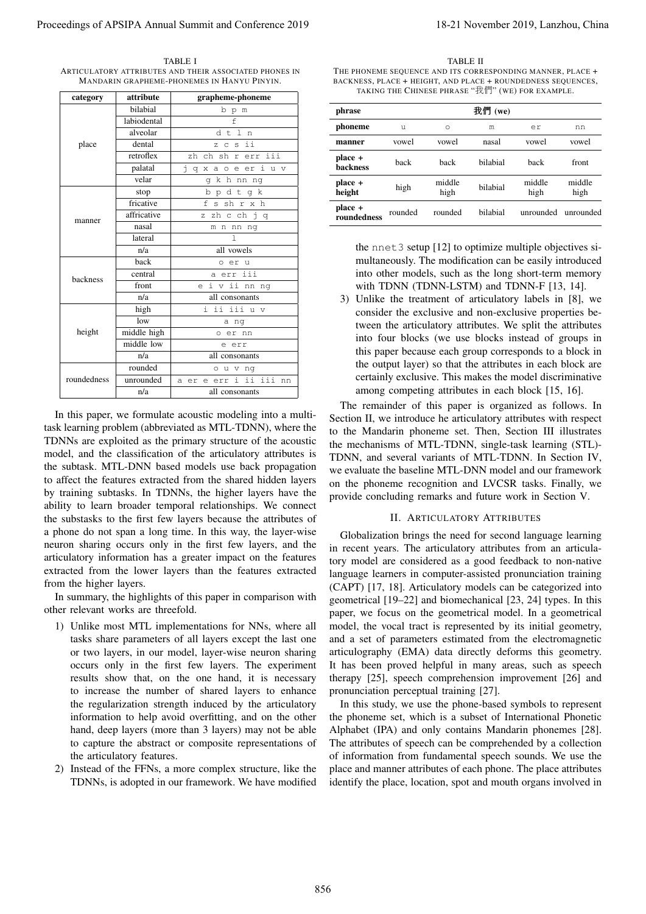TABLE I
ARTICULATORY ATTRIBUTES AND THEIR ASSOCIATED PHONES IN MANDARIN GRAPHEME-PHONEMES IN HANYU PINYIN.

| category | attribute | grapheme-phoneme |
|---|---|---|
| place | bilabial | b p m |
| | labiodental | f |
| | alveolar | d t l n |
| | dental | z c s ii |
| | retroflex | zh ch sh r err iii |
| | palatal | j q x a o e er i u v |
| | velar | g k h nn ng |
| manner | stop | b p d t g k |
| | fricative | f s sh r x h |
| | affricative | z zh c ch j q |
| | nasal | m n nn ng |
| | lateral | l |
| | n/a | all vowels |
| backness | back | o er u |
| | central | a err iii |
| | front | e i v ii nn ng |
| | n/a | all consonants |
| height | high | i ii iii u v |
| | low | a ng |
| | middle high | o er nn |
| | middle low | e err |
| | n/a | all consonants |
| roundedness | rounded | o u v ng |
| | unrounded | a er e err i ii iii nn |
| | n/a | all consonants |

In this paper, we formulate acoustic modeling into a multi-task learning problem (abbreviated as MTL-TDNN), where the TDNNs are exploited as the primary structure of the acoustic model, and the classification of the articulatory attributes is the subtask. MTL-DNN based models use back propagation to affect the features extracted from the shared hidden layers by training subtasks. In TDNNs, the higher layers have the ability to learn broader temporal relationships. We connect the substasks to the first few layers because the attributes of a phone do not span a long time. In this way, the layer-wise neuron sharing occurs only in the first few layers, and the articulatory information has a greater impact on the features extracted from the lower layers than the features extracted from the higher layers.

In summary, the highlights of this paper in comparison with other relevant works are threefold.

1) Unlike most MTL implementations for NNs, where all tasks share parameters of all layers except the last one or two layers, in our model, layer-wise neuron sharing occurs only in the first few layers. The experiment results show that, on the one hand, it is necessary to increase the number of shared layers to enhance the regularization strength induced by the articulatory information to help avoid overfitting, and on the other hand, deep layers (more than 3 layers) may not be able to capture the abstract or composite representations of the articulatory features.
2) Instead of the FFNs, a more complex structure, like the TDNNs, is adopted in our framework. We have modified the `nnet3` setup [12] to optimize multiple objectives simultaneously. The modification can be easily introduced into other models, such as the long short-term memory with TDNN (TDNN-LSTM) and TDNN-F [13, 14].
3) Unlike the treatment of articulatory labels in [8], we consider the exclusive and non-exclusive properties between the articulatory attributes. We split the attributes into four blocks (we use blocks instead of groups in this paper because each group corresponds to a block in the output layer) so that the attributes in each block are certainly exclusive. This makes the model discriminative among competing attributes in each block [15, 16].

TABLE II
THE PHONEME SEQUENCE AND ITS CORRESPONDING MANNER, PLACE + BACKNESS, PLACE + HEIGHT, AND PLACE + ROUNDEDNESS SEQUENCES, TAKING THE CHINESE PHRASE "我們" (WE) FOR EXAMPLE.

| phrase | 我們 (we) | | | | |
|---|---|---|---|---|---|
| phoneme | u | o | m | er | nn |
| manner | vowel | vowel | nasal | vowel | vowel |
| place + backness | back | back | bilabial | back | front |
| place + height | high | middle high | bilabial | middle high | middle high |
| place + roundedness | rounded | rounded | bilabial | unrounded | unrounded |

The remainder of this paper is organized as follows. In Section II, we introduce he articulatory attributes with respect to the Mandarin phoneme set. Then, Section III illustrates the mechanisms of MTL-TDNN, single-task learning (STL)-TDNN, and several variants of MTL-TDNN. In Section IV, we evaluate the baseline MTL-DNN model and our framework on the phoneme recognition and LVCSR tasks. Finally, we provide concluding remarks and future work in Section V.

## II. ARTICULATORY ATTRIBUTES

Globalization brings the need for second language learning in recent years. The articulatory attributes from an articulatory model are considered as a good feedback to non-native language learners in computer-assisted pronunciation training (CAPT) [17, 18]. Articulatory models can be categorized into geometrical [19–22] and biomechanical [23, 24] types. In this paper, we focus on the geometrical model. In a geometrical model, the vocal tract is represented by its initial geometry, and a set of parameters estimated from the electromagnetic articulography (EMA) data directly deforms this geometry. It has been proved helpful in many areas, such as speech therapy [25], speech comprehension improvement [26] and pronunciation perceptual training [27].

In this study, we use the phone-based symbols to represent the phoneme set, which is a subset of International Phonetic Alphabet (IPA) and only contains Mandarin phonemes [28]. The attributes of speech can be comprehended by a collection of information from fundamental speech sounds. We use the place and manner attributes of each phone. The place attributes identify the place, location, spot and mouth organs involved in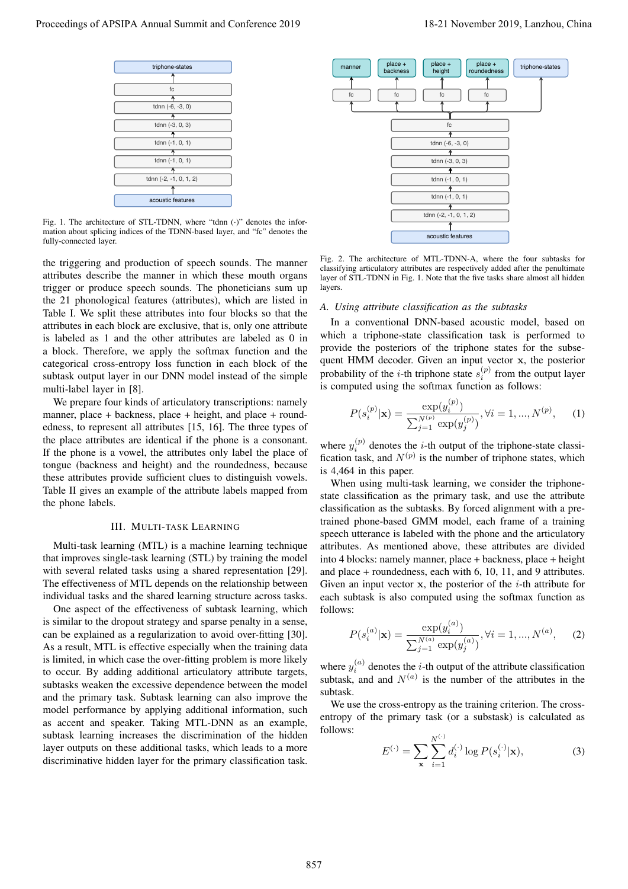Fig. 1. The architecture of STL-TDNN, where "tdnn (·)" denotes the information about splicing indices of the TDNN-based layer, and "fc" denotes the fully-connected layer.

Fig. 2. The architecture of MTL-TDNN-A, where the four subtasks for classifying articulatory attributes are respectively added after the penultimate layer of STL-TDNN in Fig. 1. Note that the five tasks share almost all hidden layers.

the triggering and production of speech sounds. The manner attributes describe the manner in which these mouth organs trigger or produce speech sounds. The phoneticians sum up the 21 phonological features (attributes), which are listed in Table I. We split these attributes into four blocks so that the attributes in each block are exclusive, that is, only one attribute is labeled as 1 and the other attributes are labeled as 0 in a block. Therefore, we apply the softmax function and the categorical cross-entropy loss function in each block of the subtask output layer in our DNN model instead of the simple multi-label layer in [8].

We prepare four kinds of articulatory transcriptions: namely manner, place + backness, place + height, and place + roundedness, to represent all attributes [15, 16]. The three types of the place attributes are identical if the phone is a consonant. If the phone is a vowel, the attributes only label the place of tongue (backness and height) and the roundedness, because these attributes provide sufficient clues to distinguish vowels. Table II gives an example of the attribute labels mapped from the phone labels.

## III. Multi-Task Learning

Multi-task learning (MTL) is a machine learning technique that improves single-task learning (STL) by training the model with several related tasks using a shared representation [29]. The effectiveness of MTL depends on the relationship between individual tasks and the shared learning structure across tasks.

One aspect of the effectiveness of subtask learning, which is similar to the dropout strategy and sparse penalty in a sense, can be explained as a regularization to avoid over-fitting [30]. As a result, MTL is effective especially when the training data is limited, in which case the over-fitting problem is more likely to occur. By adding additional articulatory attribute targets, subtasks weaken the excessive dependence between the model and the primary task. Subtask learning can also improve the model performance by applying additional information, such as accent and speaker. Taking MTL-DNN as an example, subtask learning increases the discrimination of the hidden layer outputs on these additional tasks, which leads to a more discriminative hidden layer for the primary classification task.

### A. Using attribute classification as the subtasks

In a conventional DNN-based acoustic model, based on which a triphone-state classification task is performed to provide the posteriors of the triphone states for the subsequent HMM decoder. Given an input vector $\mathbf{x}$, the posterior probability of the $i$-th triphone state $s_i^{(p)}$ from the output layer is computed using the softmax function as follows:

$$P(s_i^{(p)}|\mathbf{x}) = \frac{\exp(y_i^{(p)})}{\sum_{j=1}^{N^{(p)}} \exp(y_j^{(p)})}, \forall i = 1, ..., N^{(p)}, \quad (1)$$

where $y_i^{(p)}$ denotes the $i$-th output of the triphone-state classification task, and $N^{(p)}$ is the number of triphone states, which is 4,464 in this paper.

When using multi-task learning, we consider the triphone-state classification as the primary task, and use the attribute classification as the subtasks. By forced alignment with a pre-trained phone-based GMM model, each frame of a training speech utterance is labeled with the phone and the articulatory attributes. As mentioned above, these attributes are divided into 4 blocks: namely manner, place + backness, place + height and place + roundedness, each with 6, 10, 11, and 9 attributes. Given an input vector $\mathbf{x}$, the posterior of the $i$-th attribute for each subtask is also computed using the softmax function as follows:

$$P(s_i^{(a)}|\mathbf{x}) = \frac{\exp(y_i^{(a)})}{\sum_{j=1}^{N^{(a)}} \exp(y_j^{(a)})}, \forall i = 1, ..., N^{(a)}, \quad (2)$$

where $y_i^{(a)}$ denotes the $i$-th output of the attribute classification subtask, and and $N^{(a)}$ is the number of the attributes in the subtask.

We use the cross-entropy as the training criterion. The cross-entropy of the primary task (or a substask) is calculated as follows:

$$E^{(\cdot)} = \sum_{\mathbf{x}} \sum_{i=1}^{N^{(\cdot)}} d_i^{(\cdot)} \log P(s_i^{(\cdot)}|\mathbf{x}), \quad (3)$$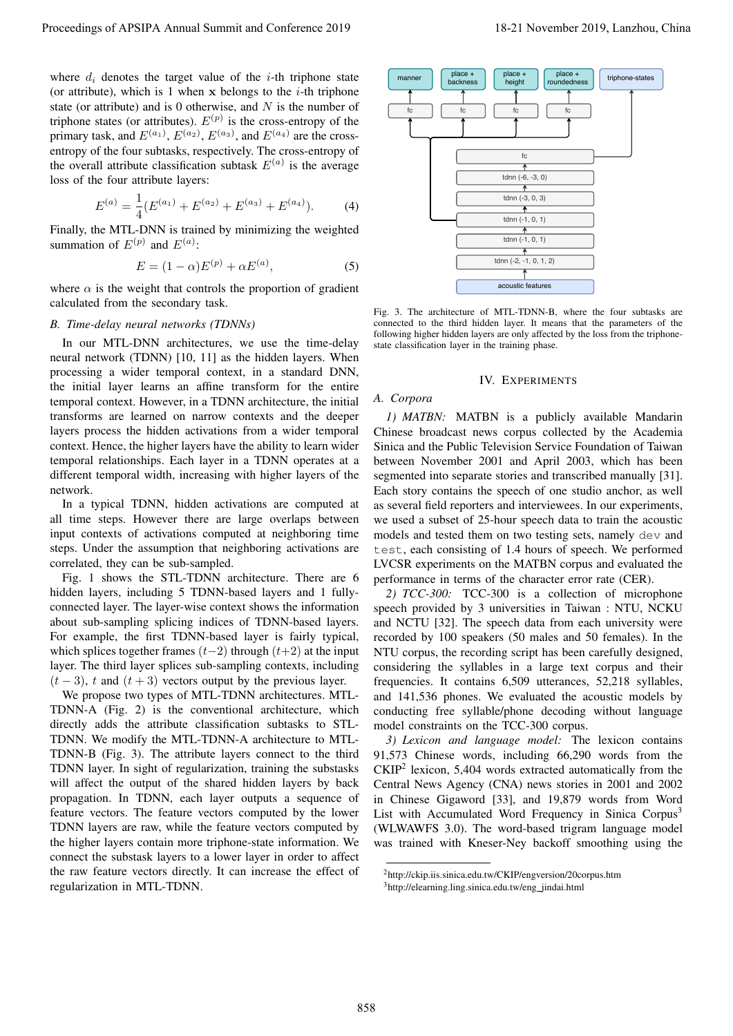where $d_i$ denotes the target value of the $i$-th triphone state (or attribute), which is 1 when $\mathbf{x}$ belongs to the $i$-th triphone state (or attribute) and is 0 otherwise, and $N$ is the number of triphone states (or attributes). $E^{(p)}$ is the cross-entropy of the primary task, and $E^{(a_1)}$, $E^{(a_2)}$, $E^{(a_3)}$, and $E^{(a_4)}$ are the cross-entropy of the four subtasks, respectively. The cross-entropy of the overall attribute classification subtask $E^{(a)}$ is the average loss of the four attribute layers:

$$E^{(a)} = \frac{1}{4}(E^{(a_1)} + E^{(a_2)} + E^{(a_3)} + E^{(a_4)}). \quad (4)$$

Finally, the MTL-DNN is trained by minimizing the weighted summation of $E^{(p)}$ and $E^{(a)}$:

$$E = (1 - \alpha)E^{(p)} + \alpha E^{(a)}, \quad (5)$$

where $\alpha$ is the weight that controls the proportion of gradient calculated from the secondary task.

### B. Time-delay neural networks (TDNNs)

In our MTL-DNN architectures, we use the time-delay neural network (TDNN) [10, 11] as the hidden layers. When processing a wider temporal context, in a standard DNN, the initial layer learns an affine transform for the entire temporal context. However, in a TDNN architecture, the initial transforms are learned on narrow contexts and the deeper layers process the hidden activations from a wider temporal context. Hence, the higher layers have the ability to learn wider temporal relationships. Each layer in a TDNN operates at a different temporal width, increasing with higher layers of the network.

In a typical TDNN, hidden activations are computed at all time steps. However there are large overlaps between input contexts of activations computed at neighboring time steps. Under the assumption that neighboring activations are correlated, they can be sub-sampled.

Fig. 1 shows the STL-TDNN architecture. There are 6 hidden layers, including 5 TDNN-based layers and 1 fully-connected layer. The layer-wise context shows the information about sub-sampling splicing indices of TDNN-based layers. For example, the first TDNN-based layer is fairly typical, which splices together frames $(t-2)$ through $(t+2)$ at the input layer. The third layer splices sub-sampling contexts, including $(t-3)$, $t$ and $(t+3)$ vectors output by the previous layer.

We propose two types of MTL-TDNN architectures. MTL-TDNN-A (Fig. 2) is the conventional architecture, which directly adds the attribute classification subtasks to STL-TDNN. We modify the MTL-TDNN-A architecture to MTL-TDNN-B (Fig. 3). The attribute layers connect to the third TDNN layer. In sight of regularization, training the substasks will affect the output of the shared hidden layers by back propagation. In TDNN, each layer outputs a sequence of feature vectors. The feature vectors computed by the lower TDNN layers are raw, while the feature vectors computed by the higher layers contain more triphone-state information. We connect the substask layers to a lower layer in order to affect the raw feature vectors directly. It can increase the effect of regularization in MTL-TDNN.

Fig. 3. The architecture of MTL-TDNN-B, where the four subtasks are connected to the third hidden layer. It means that the parameters of the following higher hidden layers are only affected by the loss from the triphone-state classification layer in the training phase.

## IV. Experiments

### A. Corpora

*1) MATBN:* MATBN is a publicly available Mandarin Chinese broadcast news corpus collected by the Academia Sinica and the Public Television Service Foundation of Taiwan between November 2001 and April 2003, which has been segmented into separate stories and transcribed manually [31]. Each story contains the speech of one studio anchor, as well as several field reporters and interviewees. In our experiments, we used a subset of 25-hour speech data to train the acoustic models and tested them on two testing sets, namely `dev` and `test`, each consisting of 1.4 hours of speech. We performed LVCSR experiments on the MATBN corpus and evaluated the performance in terms of the character error rate (CER).

*2) TCC-300:* TCC-300 is a collection of microphone speech provided by 3 universities in Taiwan : NTU, NCKU and NCTU [32]. The speech data from each university were recorded by 100 speakers (50 males and 50 females). In the NTU corpus, the recording script has been carefully designed, considering the syllables in a large text corpus and their frequencies. It contains 6,509 utterances, 52,218 syllables, and 141,536 phones. We evaluated the acoustic models by conducting free syllable/phone decoding without language model constraints on the TCC-300 corpus.

*3) Lexicon and language model:* The lexicon contains 91,573 Chinese words, including 66,290 words from the CKIP[2] lexicon, 5,404 words extracted automatically from the Central News Agency (CNA) news stories in 2001 and 2002 in Chinese Gigaword [33], and 19,879 words from Word List with Accumulated Word Frequency in Sinica Corpus[3] (WLWAWFS 3.0). The word-based trigram language model was trained with Kneser-Ney backoff smoothing using the

[2] http://ckip.iis.sinica.edu.tw/CKIP/engversion/20corpus.htm
[3] http://elearning.ling.sinica.edu.tw/eng_jindai.html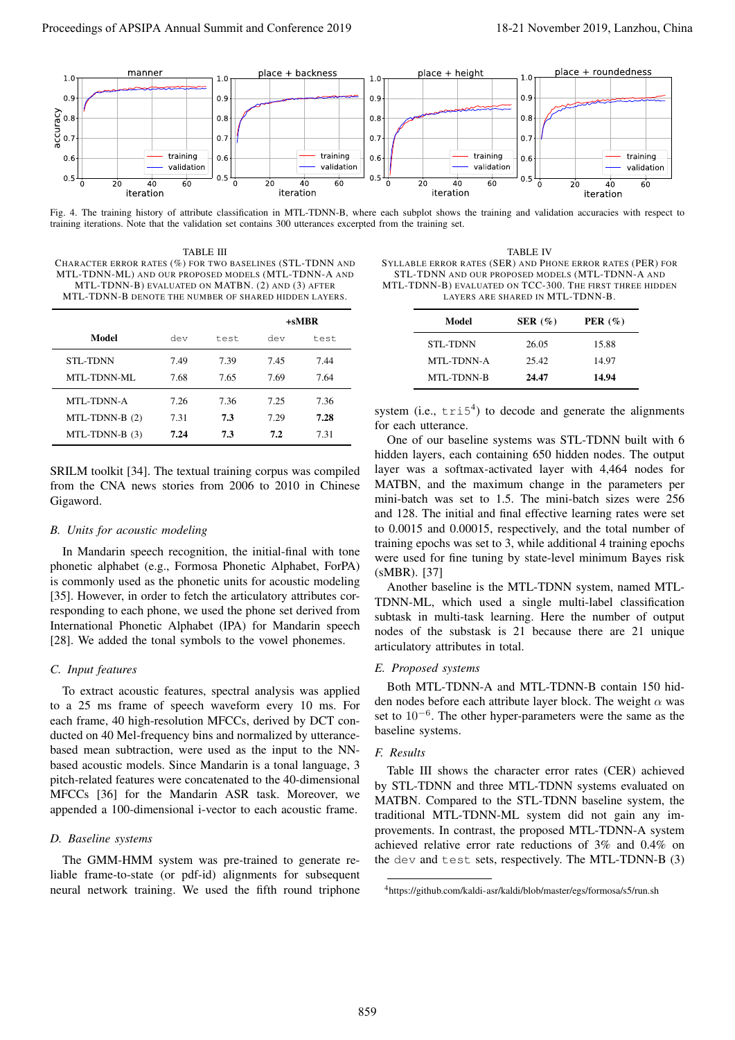Fig. 4. The training history of attribute classification in MTL-TDNN-B, where each subplot shows the training and validation accuracies with respect to training iterations. Note that the validation set contains 300 utterances excerpted from the training set.

TABLE III
CHARACTER ERROR RATES (%) FOR TWO BASELINES (STL-TDNN AND MTL-TDNN-ML) AND OUR PROPOSED MODELS (MTL-TDNN-A AND MTL-TDNN-B) EVALUATED ON MATBN. (2) AND (3) AFTER MTL-TDNN-B DENOTE THE NUMBER OF SHARED HIDDEN LAYERS.

| Model | dev | test | +sMBR dev | +sMBR test |
|---|---|---|---|---|
| STL-TDNN | 7.49 | 7.39 | 7.45 | 7.44 |
| MTL-TDNN-ML | 7.68 | 7.65 | 7.69 | 7.64 |
| MTL-TDNN-A | 7.26 | 7.36 | 7.25 | 7.36 |
| MTL-TDNN-B (2) | 7.31 | **7.3** | 7.29 | **7.28** |
| MTL-TDNN-B (3) | **7.24** | **7.3** | **7.2** | 7.31 |

TABLE IV
SYLLABLE ERROR RATES (SER) AND PHONE ERROR RATES (PER) FOR STL-TDNN AND OUR PROPOSED MODELS (MTL-TDNN-A AND MTL-TDNN-B) EVALUATED ON TCC-300. THE FIRST THREE HIDDEN LAYERS ARE SHARED IN MTL-TDNN-B.

| Model | SER (%) | PER (%) |
|---|---|---|
| STL-TDNN | 26.05 | 15.88 |
| MTL-TDNN-A | 25.42 | 14.97 |
| MTL-TDNN-B | **24.47** | **14.94** |

SRILM toolkit [34]. The textual training corpus was compiled from the CNA news stories from 2006 to 2010 in Chinese Gigaword.

### B. Units for acoustic modeling

In Mandarin speech recognition, the initial-final with tone phonetic alphabet (e.g., Formosa Phonetic Alphabet, ForPA) is commonly used as the phonetic units for acoustic modeling [35]. However, in order to fetch the articulatory attributes corresponding to each phone, we used the phone set derived from International Phonetic Alphabet (IPA) for Mandarin speech [28]. We added the tonal symbols to the vowel phonemes.

### C. Input features

To extract acoustic features, spectral analysis was applied to a 25 ms frame of speech waveform every 10 ms. For each frame, 40 high-resolution MFCCs, derived by DCT conducted on 40 Mel-frequency bins and normalized by utterance-based mean subtraction, were used as the input to the NN-based acoustic models. Since Mandarin is a tonal language, 3 pitch-related features were concatenated to the 40-dimensional MFCCs [36] for the Mandarin ASR task. Moreover, we appended a 100-dimensional i-vector to each acoustic frame.

### D. Baseline systems

The GMM-HMM system was pre-trained to generate reliable frame-to-state (or pdf-id) alignments for subsequent neural network training. We used the fifth round triphone system (i.e., `tri5`[4]) to decode and generate the alignments for each utterance.

One of our baseline systems was STL-TDNN built with 6 hidden layers, each containing 650 hidden nodes. The output layer was a softmax-activated layer with 4,464 nodes for MATBN, and the maximum change in the parameters per mini-batch was set to 1.5. The mini-batch sizes were 256 and 128. The initial and final effective learning rates were set to 0.0015 and 0.00015, respectively, and the total number of training epochs was set to 3, while additional 4 training epochs were used for fine tuning by state-level minimum Bayes risk (sMBR). [37]

Another baseline is the MTL-TDNN system, named MTL-TDNN-ML, which used a single multi-label classification subtask in multi-task learning. Here the number of output nodes of the substask is 21 because there are 21 unique articulatory attributes in total.

### E. Proposed systems

Both MTL-TDNN-A and MTL-TDNN-B contain 150 hidden nodes before each attribute layer block. The weight $\alpha$ was set to $10^{-6}$. The other hyper-parameters were the same as the baseline systems.

### F. Results

Table III shows the character error rates (CER) achieved by STL-TDNN and three MTL-TDNN systems evaluated on MATBN. Compared to the STL-TDNN baseline system, the traditional MTL-TDNN-ML system did not gain any improvements. In contrast, the proposed MTL-TDNN-A system achieved relative error rate reductions of 3% and 0.4% on the `dev` and `test` sets, respectively. The MTL-TDNN-B (3)

[4] https://github.com/kaldi-asr/kaldi/blob/master/egs/formosa/s5/run.sh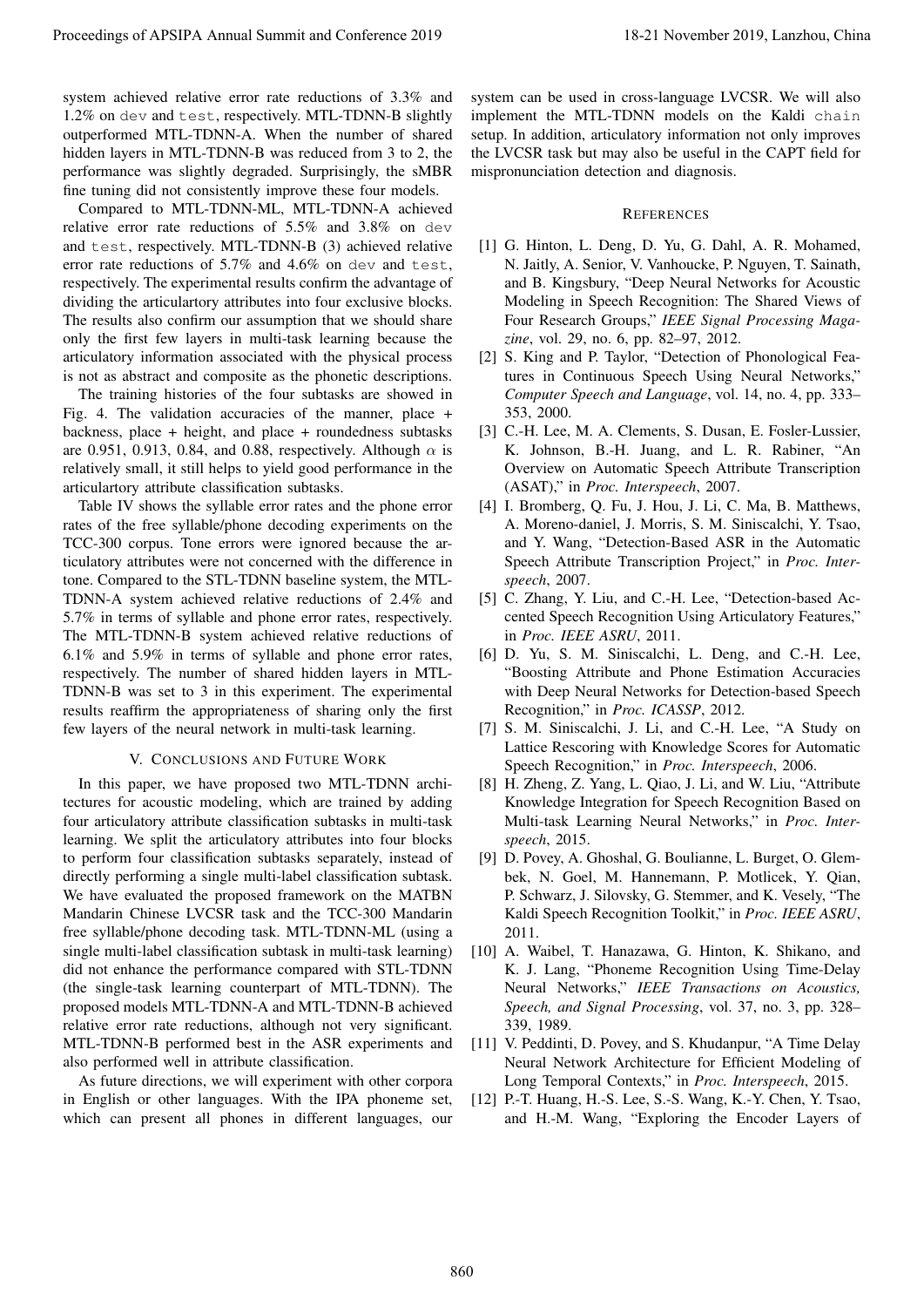system achieved relative error rate reductions of 3.3% and 1.2% on dev and test, respectively. MTL-TDNN-B slightly outperformed MTL-TDNN-A. When the number of shared hidden layers in MTL-TDNN-B was reduced from 3 to 2, the performance was slightly degraded. Surprisingly, the sMBR fine tuning did not consistently improve these four models.

Compared to MTL-TDNN-ML, MTL-TDNN-A achieved relative error rate reductions of 5.5% and 3.8% on dev and test, respectively. MTL-TDNN-B (3) achieved relative error rate reductions of 5.7% and 4.6% on dev and test, respectively. The experimental results confirm the advantage of dividing the articulartory attributes into four exclusive blocks. The results also confirm our assumption that we should share only the first few layers in multi-task learning because the articulatory information associated with the physical process is not as abstract and composite as the phonetic descriptions.

The training histories of the four subtasks are showed in Fig. 4. The validation accuracies of the manner, place + backness, place + height, and place + roundedness subtasks are 0.951, 0.913, 0.84, and 0.88, respectively. Although $\alpha$ is relatively small, it still helps to yield good performance in the articulartory attribute classification subtasks.

Table IV shows the syllable error rates and the phone error rates of the free syllable/phone decoding experiments on the TCC-300 corpus. Tone errors were ignored because the articulatory attributes were not concerned with the difference in tone. Compared to the STL-TDNN baseline system, the MTL-TDNN-A system achieved relative reductions of 2.4% and 5.7% in terms of syllable and phone error rates, respectively. The MTL-TDNN-B system achieved relative reductions of 6.1% and 5.9% in terms of syllable and phone error rates, respectively. The number of shared hidden layers in MTL-TDNN-B was set to 3 in this experiment. The experimental results reaffirm the appropriateness of sharing only the first few layers of the neural network in multi-task learning.

## V. Conclusions and Future Work

In this paper, we have proposed two MTL-TDNN architectures for acoustic modeling, which are trained by adding four articulatory attribute classification subtasks in multi-task learning. We split the articulatory attributes into four blocks to perform four classification subtasks separately, instead of directly performing a single multi-label classification subtask. We have evaluated the proposed framework on the MATBN Mandarin Chinese LVCSR task and the TCC-300 Mandarin free syllable/phone decoding task. MTL-TDNN-ML (using a single multi-label classification subtask in multi-task learning) did not enhance the performance compared with STL-TDNN (the single-task learning counterpart of MTL-TDNN). The proposed models MTL-TDNN-A and MTL-TDNN-B achieved relative error rate reductions, although not very significant. MTL-TDNN-B performed best in the ASR experiments and also performed well in attribute classification.

As future directions, we will experiment with other corpora in English or other languages. With the IPA phoneme set, which can present all phones in different languages, our system can be used in cross-language LVCSR. We will also implement the MTL-TDNN models on the Kaldi chain setup. In addition, articulatory information not only improves the LVCSR task but may also be useful in the CAPT field for mispronunciation detection and diagnosis.

## References

[1] G. Hinton, L. Deng, D. Yu, G. Dahl, A. R. Mohamed, N. Jaitly, A. Senior, V. Vanhoucke, P. Nguyen, T. Sainath, and B. Kingsbury, "Deep Neural Networks for Acoustic Modeling in Speech Recognition: The Shared Views of Four Research Groups," *IEEE Signal Processing Magazine*, vol. 29, no. 6, pp. 82–97, 2012.

[2] S. King and P. Taylor, "Detection of Phonological Features in Continuous Speech Using Neural Networks," *Computer Speech and Language*, vol. 14, no. 4, pp. 333–353, 2000.

[3] C.-H. Lee, M. A. Clements, S. Dusan, E. Fosler-Lussier, K. Johnson, B.-H. Juang, and L. R. Rabiner, "An Overview on Automatic Speech Attribute Transcription (ASAT)," in *Proc. Interspeech*, 2007.

[4] I. Bromberg, Q. Fu, J. Hou, J. Li, C. Ma, B. Matthews, A. Moreno-daniel, J. Morris, S. M. Siniscalchi, Y. Tsao, and Y. Wang, "Detection-Based ASR in the Automatic Speech Attribute Transcription Project," in *Proc. Interspeech*, 2007.

[5] C. Zhang, Y. Liu, and C.-H. Lee, "Detection-based Accented Speech Recognition Using Articulatory Features," in *Proc. IEEE ASRU*, 2011.

[6] D. Yu, S. M. Siniscalchi, L. Deng, and C.-H. Lee, "Boosting Attribute and Phone Estimation Accuracies with Deep Neural Networks for Detection-based Speech Recognition," in *Proc. ICASSP*, 2012.

[7] S. M. Siniscalchi, J. Li, and C.-H. Lee, "A Study on Lattice Rescoring with Knowledge Scores for Automatic Speech Recognition," in *Proc. Interspeech*, 2006.

[8] H. Zheng, Z. Yang, L. Qiao, J. Li, and W. Liu, "Attribute Knowledge Integration for Speech Recognition Based on Multi-task Learning Neural Networks," in *Proc. Interspeech*, 2015.

[9] D. Povey, A. Ghoshal, G. Boulianne, L. Burget, O. Glembek, N. Goel, M. Hannemann, P. Motlicek, Y. Qian, P. Schwarz, J. Silovsky, G. Stemmer, and K. Vesely, "The Kaldi Speech Recognition Toolkit," in *Proc. IEEE ASRU*, 2011.

[10] A. Waibel, T. Hanazawa, G. Hinton, K. Shikano, and K. J. Lang, "Phoneme Recognition Using Time-Delay Neural Networks," *IEEE Transactions on Acoustics, Speech, and Signal Processing*, vol. 37, no. 3, pp. 328–339, 1989.

[11] V. Peddinti, D. Povey, and S. Khudanpur, "A Time Delay Neural Network Architecture for Efficient Modeling of Long Temporal Contexts," in *Proc. Interspeech*, 2015.

[12] P.-T. Huang, H.-S. Lee, S.-S. Wang, K.-Y. Chen, Y. Tsao, and H.-M. Wang, "Exploring the Encoder Layers of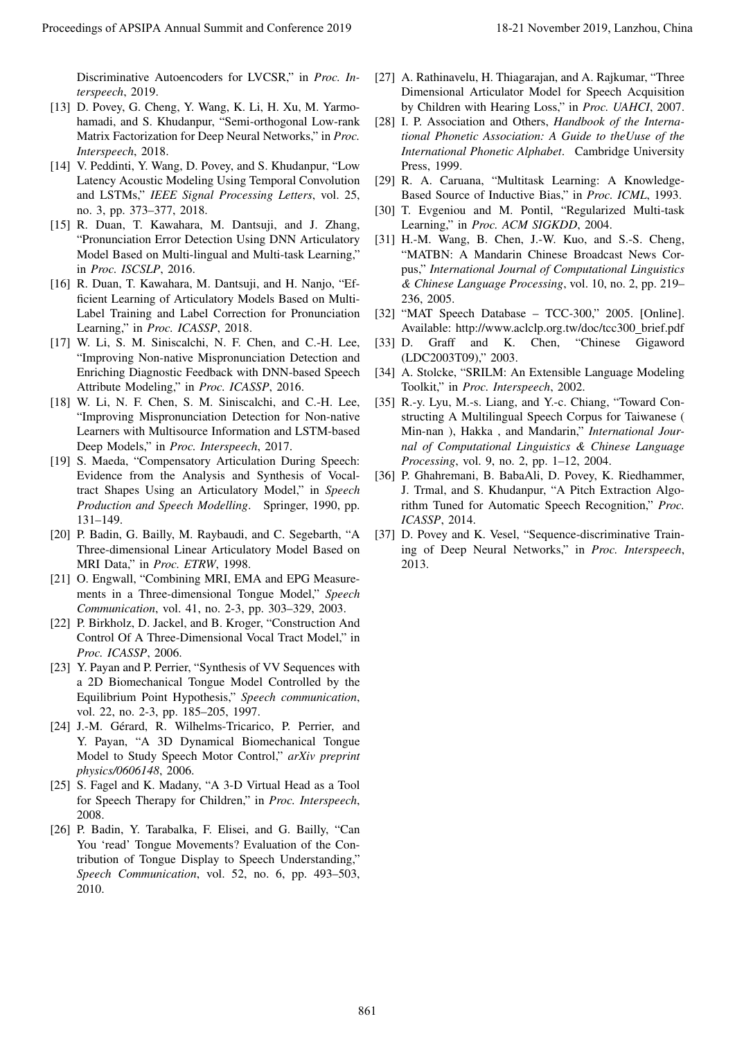Discriminative Autoencoders for LVCSR," in *Proc. Interspeech*, 2019.

[13] D. Povey, G. Cheng, Y. Wang, K. Li, H. Xu, M. Yarmohamadi, and S. Khudanpur, "Semi-orthogonal Low-rank Matrix Factorization for Deep Neural Networks," in *Proc. Interspeech*, 2018.

[14] V. Peddinti, Y. Wang, D. Povey, and S. Khudanpur, "Low Latency Acoustic Modeling Using Temporal Convolution and LSTMs," *IEEE Signal Processing Letters*, vol. 25, no. 3, pp. 373–377, 2018.

[15] R. Duan, T. Kawahara, M. Dantsuji, and J. Zhang, "Pronunciation Error Detection Using DNN Articulatory Model Based on Multi-lingual and Multi-task Learning," in *Proc. ISCSLP*, 2016.

[16] R. Duan, T. Kawahara, M. Dantsuji, and H. Nanjo, "Efficient Learning of Articulatory Models Based on Multi-Label Training and Label Correction for Pronunciation Learning," in *Proc. ICASSP*, 2018.

[17] W. Li, S. M. Siniscalchi, N. F. Chen, and C.-H. Lee, "Improving Non-native Mispronunciation Detection and Enriching Diagnostic Feedback with DNN-based Speech Attribute Modeling," in *Proc. ICASSP*, 2016.

[18] W. Li, N. F. Chen, S. M. Siniscalchi, and C.-H. Lee, "Improving Mispronunciation Detection for Non-native Learners with Multisource Information and LSTM-based Deep Models," in *Proc. Interspeech*, 2017.

[19] S. Maeda, "Compensatory Articulation During Speech: Evidence from the Analysis and Synthesis of Vocal-tract Shapes Using an Articulatory Model," in *Speech Production and Speech Modelling*. Springer, 1990, pp. 131–149.

[20] P. Badin, G. Bailly, M. Raybaudi, and C. Segebarth, "A Three-dimensional Linear Articulatory Model Based on MRI Data," in *Proc. ETRW*, 1998.

[21] O. Engwall, "Combining MRI, EMA and EPG Measurements in a Three-dimensional Tongue Model," *Speech Communication*, vol. 41, no. 2-3, pp. 303–329, 2003.

[22] P. Birkholz, D. Jackel, and B. Kroger, "Construction And Control Of A Three-Dimensional Vocal Tract Model," in *Proc. ICASSP*, 2006.

[23] Y. Payan and P. Perrier, "Synthesis of VV Sequences with a 2D Biomechanical Tongue Model Controlled by the Equilibrium Point Hypothesis," *Speech communication*, vol. 22, no. 2-3, pp. 185–205, 1997.

[24] J.-M. Gérard, R. Wilhelms-Tricarico, P. Perrier, and Y. Payan, "A 3D Dynamical Biomechanical Tongue Model to Study Speech Motor Control," *arXiv preprint physics/0606148*, 2006.

[25] S. Fagel and K. Madany, "A 3-D Virtual Head as a Tool for Speech Therapy for Children," in *Proc. Interspeech*, 2008.

[26] P. Badin, Y. Tarabalka, F. Elisei, and G. Bailly, "Can You 'read' Tongue Movements? Evaluation of the Contribution of Tongue Display to Speech Understanding," *Speech Communication*, vol. 52, no. 6, pp. 493–503, 2010.

[27] A. Rathinavelu, H. Thiagarajan, and A. Rajkumar, "Three Dimensional Articulator Model for Speech Acquisition by Children with Hearing Loss," in *Proc. UAHCI*, 2007.

[28] I. P. Association and Others, *Handbook of the International Phonetic Association: A Guide to theUuse of the International Phonetic Alphabet*. Cambridge University Press, 1999.

[29] R. A. Caruana, "Multitask Learning: A Knowledge-Based Source of Inductive Bias," in *Proc. ICML*, 1993.

[30] T. Evgeniou and M. Pontil, "Regularized Multi-task Learning," in *Proc. ACM SIGKDD*, 2004.

[31] H.-M. Wang, B. Chen, J.-W. Kuo, and S.-S. Cheng, "MATBN: A Mandarin Chinese Broadcast News Corpus," *International Journal of Computational Linguistics & Chinese Language Processing*, vol. 10, no. 2, pp. 219–236, 2005.

[32] "MAT Speech Database – TCC-300," 2005. [Online]. Available: http://www.aclclp.org.tw/doc/tcc300_brief.pdf

[33] D. Graff and K. Chen, "Chinese Gigaword (LDC2003T09)," 2003.

[34] A. Stolcke, "SRILM: An Extensible Language Modeling Toolkit," in *Proc. Interspeech*, 2002.

[35] R.-y. Lyu, M.-s. Liang, and Y.-c. Chiang, "Toward Constructing A Multilingual Speech Corpus for Taiwanese ( Min-nan ), Hakka , and Mandarin," *International Journal of Computational Linguistics & Chinese Language Processing*, vol. 9, no. 2, pp. 1–12, 2004.

[36] P. Ghahremani, B. BabaAli, D. Povey, K. Riedhammer, J. Trmal, and S. Khudanpur, "A Pitch Extraction Algorithm Tuned for Automatic Speech Recognition," *Proc. ICASSP*, 2014.

[37] D. Povey and K. Vesel, "Sequence-discriminative Training of Deep Neural Networks," in *Proc. Interspeech*, 2013.